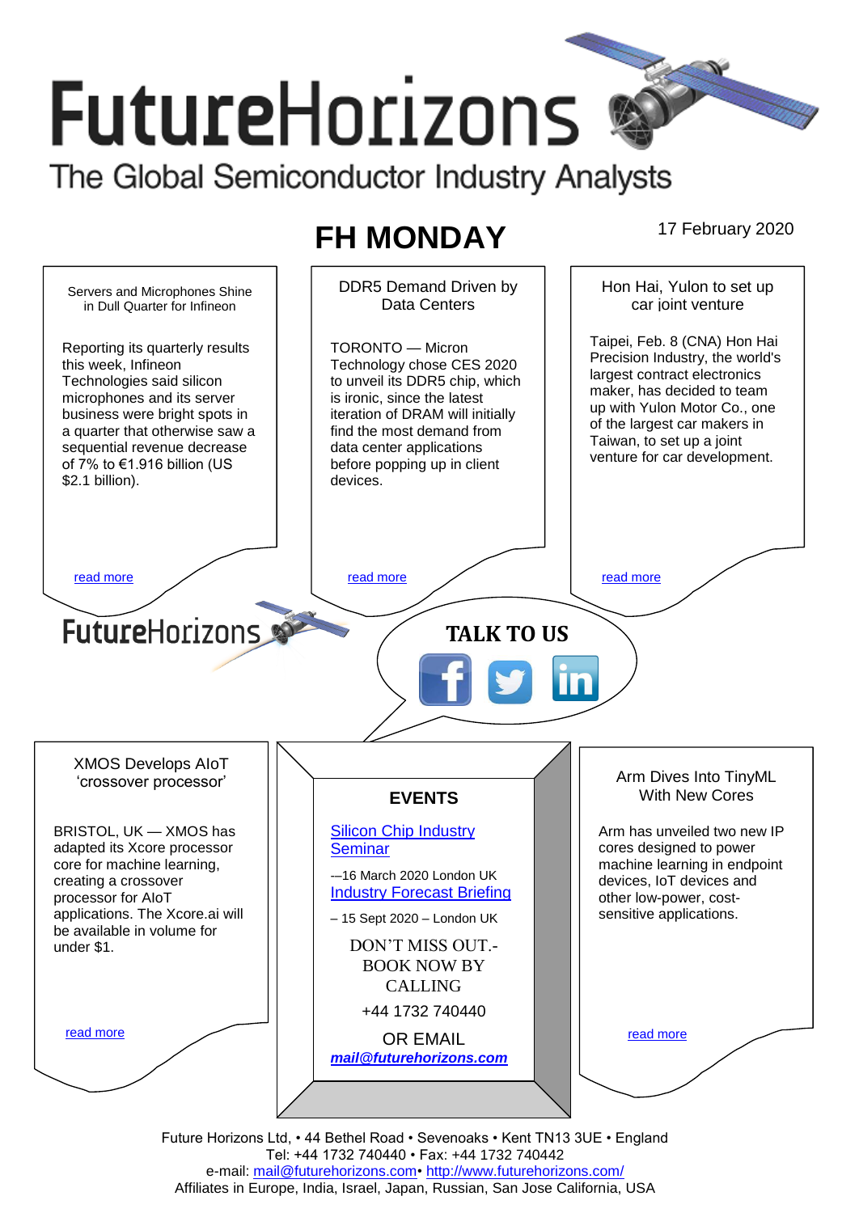# FutureHorizons

The Global Semiconductor Industry Analysts

## FH MONDAY

17 February 2020

### Servers and Microphones Shine in Dull Quarter for Infineon

Reporting its quarterly results this week, Infineon Technologies said silicon microphones and its server business were bright spots in a quarter that otherwise saw a sequential revenue decrease of 7% to €1.916 billion (US $2.1 billion).

read more

### DDR5 Demand Driven by Data Centers

TORONTO — Micron Technology chose CES 2020 to unveil its DDR5 chip, which is ironic, since the latest iteration of DRAM will initially find the most demand from data center applications before popping up in client devices.

read more

### Hon Hai, Yulon to set up car joint venture

Taipei, Feb. 8 (CNA) Hon Hai Precision Industry, the world's largest contract electronics maker, has decided to team up with Yulon Motor Co., one of the largest car makers in Taiwan, to set up a joint venture for car development.

read more

FutureHorizons

**TALK TO US**

### XMOS Develops AIoT 'crossover processor'

BRISTOL, UK — XMOS has adapted its Xcore processor core for machine learning, creating a crossover processor for AIoT applications. The Xcore.ai will be available in volume for under $1.

read more

### EVENTS

Silicon Chip Industry Seminar

-–16 March 2020 London UK

Industry Forecast Briefing

– 15 Sept 2020 – London UK

DON'T MISS OUT.- BOOK NOW BY CALLING

+44 1732 740440

OR EMAIL

***mail@futurehorizons.com***

### Arm Dives Into TinyML With New Cores

Arm has unveiled two new IP cores designed to power machine learning in endpoint devices, IoT devices and other low-power, cost-sensitive applications.

read more

Future Horizons Ltd, • 44 Bethel Road • Sevenoaks • Kent TN13 3UE • England
Tel: +44 1732 740440 • Fax: +44 1732 740442
e-mail: mail@futurehorizons.com• http://www.futurehorizons.com/
Affiliates in Europe, India, Israel, Japan, Russian, San Jose California, USA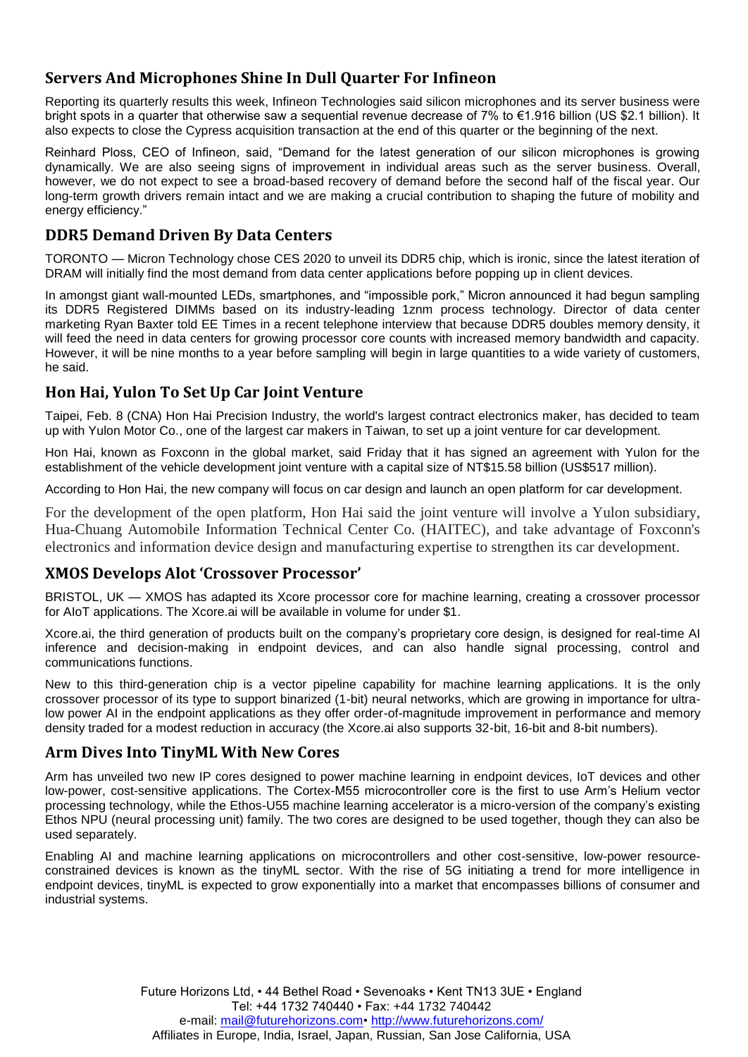## Servers And Microphones Shine In Dull Quarter For Infineon

Reporting its quarterly results this week, Infineon Technologies said silicon microphones and its server business were bright spots in a quarter that otherwise saw a sequential revenue decrease of 7% to €1.916 billion (US $2.1 billion). It also expects to close the Cypress acquisition transaction at the end of this quarter or the beginning of the next.

Reinhard Ploss, CEO of Infineon, said, "Demand for the latest generation of our silicon microphones is growing dynamically. We are also seeing signs of improvement in individual areas such as the server business. Overall, however, we do not expect to see a broad-based recovery of demand before the second half of the fiscal year. Our long-term growth drivers remain intact and we are making a crucial contribution to shaping the future of mobility and energy efficiency."

## DDR5 Demand Driven By Data Centers

TORONTO — Micron Technology chose CES 2020 to unveil its DDR5 chip, which is ironic, since the latest iteration of DRAM will initially find the most demand from data center applications before popping up in client devices.

In amongst giant wall-mounted LEDs, smartphones, and "impossible pork," Micron announced it had begun sampling its DDR5 Registered DIMMs based on its industry-leading 1znm process technology. Director of data center marketing Ryan Baxter told EE Times in a recent telephone interview that because DDR5 doubles memory density, it will feed the need in data centers for growing processor core counts with increased memory bandwidth and capacity. However, it will be nine months to a year before sampling will begin in large quantities to a wide variety of customers, he said.

## Hon Hai, Yulon To Set Up Car Joint Venture

Taipei, Feb. 8 (CNA) Hon Hai Precision Industry, the world's largest contract electronics maker, has decided to team up with Yulon Motor Co., one of the largest car makers in Taiwan, to set up a joint venture for car development.

Hon Hai, known as Foxconn in the global market, said Friday that it has signed an agreement with Yulon for the establishment of the vehicle development joint venture with a capital size of NT$15.58 billion (US$517 million).

According to Hon Hai, the new company will focus on car design and launch an open platform for car development.

For the development of the open platform, Hon Hai said the joint venture will involve a Yulon subsidiary, Hua-Chuang Automobile Information Technical Center Co. (HAITEC), and take advantage of Foxconn's electronics and information device design and manufacturing expertise to strengthen its car development.

## XMOS Develops AIot 'Crossover Processor'

BRISTOL, UK — XMOS has adapted its Xcore processor core for machine learning, creating a crossover processor for AIoT applications. The Xcore.ai will be available in volume for under $1.

Xcore.ai, the third generation of products built on the company's proprietary core design, is designed for real-time AI inference and decision-making in endpoint devices, and can also handle signal processing, control and communications functions.

New to this third-generation chip is a vector pipeline capability for machine learning applications. It is the only crossover processor of its type to support binarized (1-bit) neural networks, which are growing in importance for ultra-low power AI in the endpoint applications as they offer order-of-magnitude improvement in performance and memory density traded for a modest reduction in accuracy (the Xcore.ai also supports 32-bit, 16-bit and 8-bit numbers).

## Arm Dives Into TinyML With New Cores

Arm has unveiled two new IP cores designed to power machine learning in endpoint devices, IoT devices and other low-power, cost-sensitive applications. The Cortex-M55 microcontroller core is the first to use Arm's Helium vector processing technology, while the Ethos-U55 machine learning accelerator is a micro-version of the company's existing Ethos NPU (neural processing unit) family. The two cores are designed to be used together, though they can also be used separately.

Enabling AI and machine learning applications on microcontrollers and other cost-sensitive, low-power resource-constrained devices is known as the tinyML sector. With the rise of 5G initiating a trend for more intelligence in endpoint devices, tinyML is expected to grow exponentially into a market that encompasses billions of consumer and industrial systems.

Future Horizons Ltd, • 44 Bethel Road • Sevenoaks • Kent TN13 3UE • England
Tel: +44 1732 740440 • Fax: +44 1732 740442
e-mail: mail@futurehorizons.com• http://www.futurehorizons.com/
Affiliates in Europe, India, Israel, Japan, Russian, San Jose California, USA